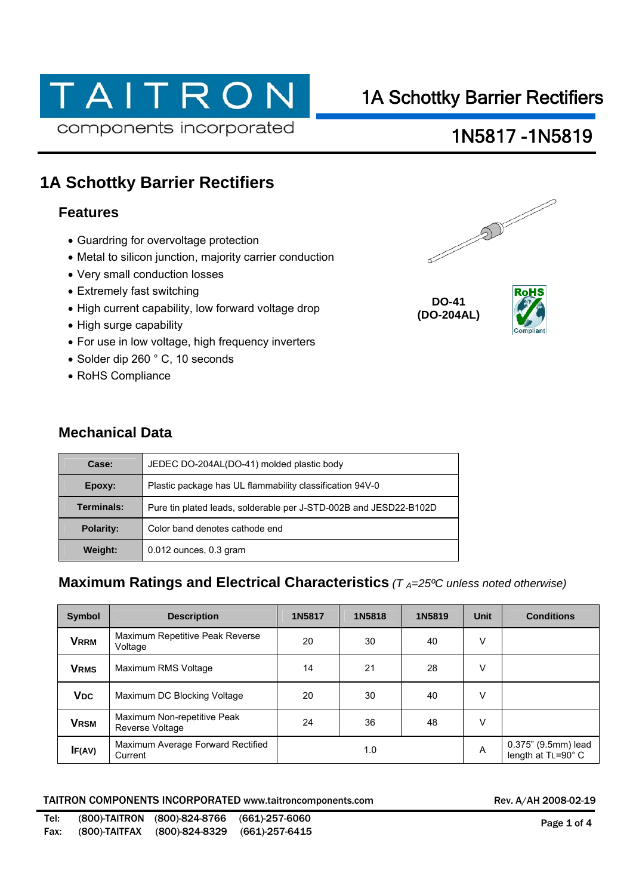# 1A Schottky Barrier Rectifiers

## 1N5817 -1N5819

## 1A Schottky Barrier Rectifiers

### Features

- Guardring for overvoltage protection
- Metal to silicon junction, majority carrier conduction
- Very small conduction losses
- Extremely fast switching
- High current capability, low forward voltage drop
- High surge capability
- For use in low voltage, high frequency inverters
- Solder dip 260 ° C, 10 seconds
- RoHS Compliance

**DO-41 (DO-204AL)**

### Mechanical Data

| | |
|---|---|
| **Case:** | JEDEC DO-204AL(DO-41) molded plastic body |
| **Epoxy:** | Plastic package has UL flammability classification 94V-0 |
| **Terminals:** | Pure tin plated leads, solderable per J-STD-002B and JESD22-B102D |
| **Polarity:** | Color band denotes cathode end |
| **Weight:** | 0.012 ounces, 0.3 gram |

### Maximum Ratings and Electrical Characteristics *($T_A$=25ºC unless noted otherwise)*

| Symbol | Description | 1N5817 | 1N5818 | 1N5819 | Unit | Conditions |
|---|---|---|---|---|---|---|
| $V_{RRM}$ | Maximum Repetitive Peak Reverse Voltage | 20 | 30 | 40 | V | |
| $V_{RMS}$ | Maximum RMS Voltage | 14 | 21 | 28 | V | |
| $V_{DC}$ | Maximum DC Blocking Voltage | 20 | 30 | 40 | V | |
| $V_{RSM}$ | Maximum Non-repetitive Peak Reverse Voltage | 24 | 36 | 48 | V | |
| $I_{F(AV)}$ | Maximum Average Forward Rectified Current | | 1.0 | | A | 0.375" (9.5mm) lead length at TL=90° C |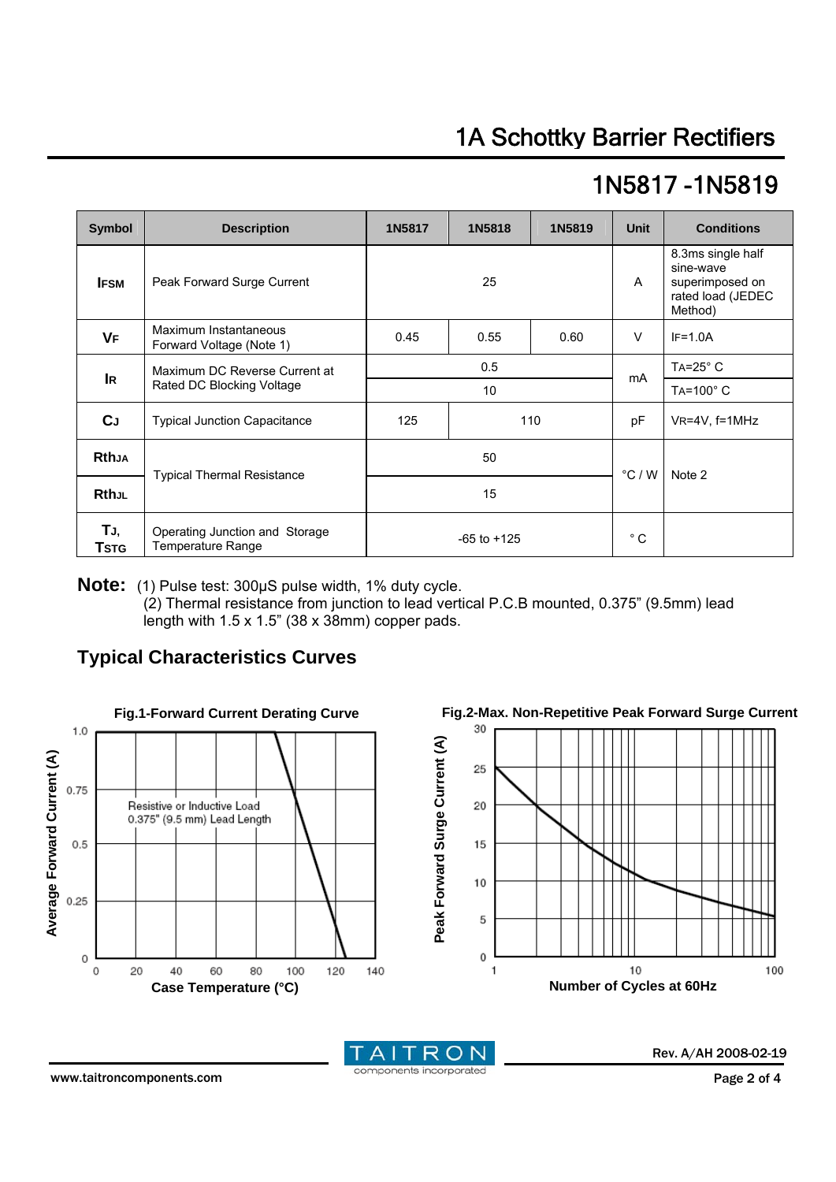# 1A Schottky Barrier Rectifiers

## 1N5817 -1N5819

| Symbol | Description | 1N5817 | 1N5818 | 1N5819 | Unit | Conditions |
|---|---|---|---|---|---|---|
| $I_{FSM}$ | Peak Forward Surge Current | 25 | | | A | 8.3ms single half sine-wave superimposed on rated load (JEDEC Method) |
| $V_F$ | Maximum Instantaneous Forward Voltage (Note 1) | 0.45 | 0.55 | 0.60 | V | $I_F$=1.0A |
| $I_R$ | Maximum DC Reverse Current at Rated DC Blocking Voltage | 0.5 | | | mA | $T_A$=25° C |
| | | 10 | | | | $T_A$=100° C |
| $C_J$ | Typical Junction Capacitance | 125 | 110 | | pF | $V_R$=4V, f=1MHz |
| $Rth_{JA}$ | Typical Thermal Resistance | 50 | | | °C / W | Note 2 |
| $Rth_{JL}$ | | 15 | | | | |
| $T_J$, $T_{STG}$ | Operating Junction and Storage Temperature Range | -65 to +125 | | | ° C | |

**Note:** (1) Pulse test: 300μS pulse width, 1% duty cycle.
(2) Thermal resistance from junction to lead vertical P.C.B mounted, 0.375" (9.5mm) lead length with 1.5 x 1.5" (38 x 38mm) copper pads.

## Typical Characteristics Curves

**Fig.1-Forward Current Derating Curve**

**Fig.2-Max. Non-Repetitive Peak Forward Surge Current**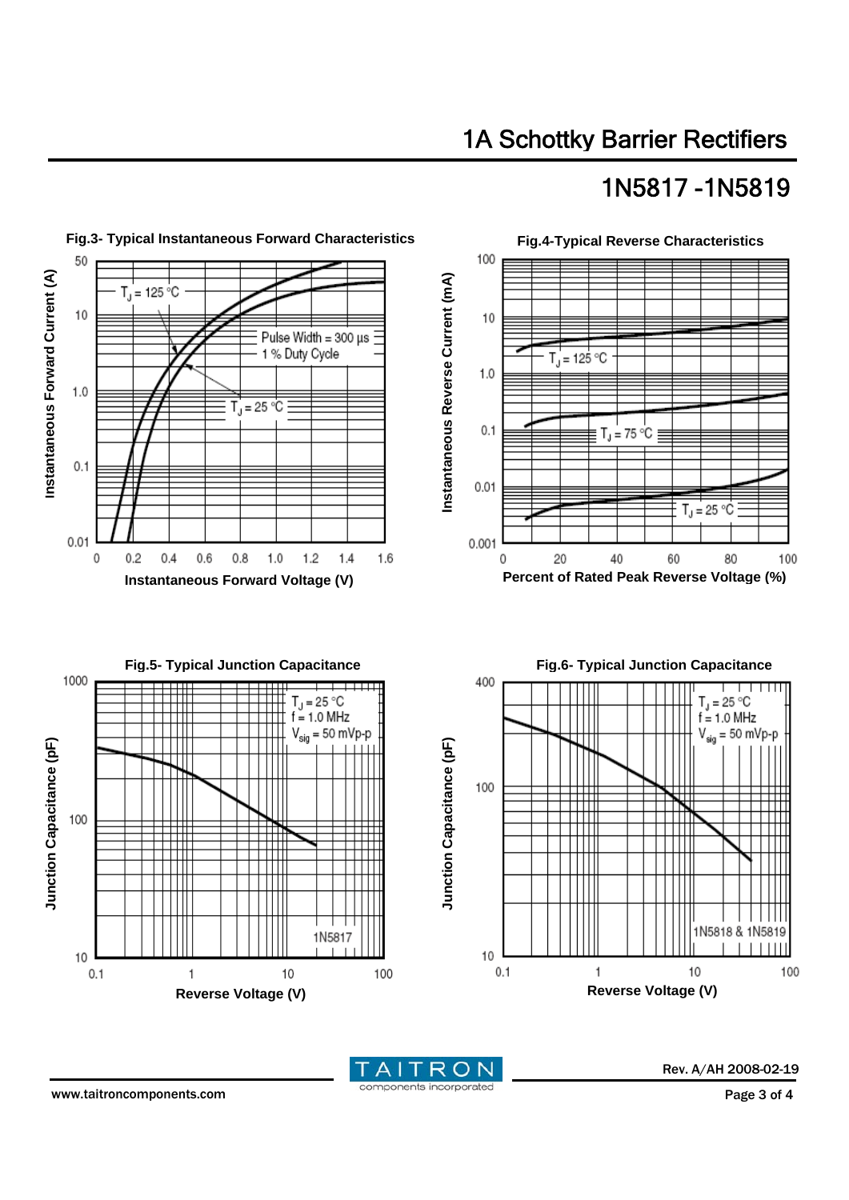# 1A Schottky Barrier Rectifiers

## 1N5817 -1N5819

**Fig.3- Typical Instantaneous Forward Characteristics**

Instantaneous Forward Current (A) vs. Instantaneous Forward Voltage (V)

$T_J = 125\ ^\circ C$, $T_J = 25\ ^\circ C$, Pulse Width = 300 μs, 1 % Duty Cycle

**Fig.4-Typical Reverse Characteristics**

Instantaneous Reverse Current (mA) vs. Percent of Rated Peak Reverse Voltage (%)

$T_J = 125\ ^\circ C$, $T_J = 75\ ^\circ C$, $T_J = 25\ ^\circ C$

**Fig.5- Typical Junction Capacitance**

Junction Capacitance (pF) vs. Reverse Voltage (V)

$T_J = 25\ ^\circ C$, f = 1.0 MHz, $V_{sig}$ = 50 mVp-p

1N5817

**Fig.6- Typical Junction Capacitance**

Junction Capacitance (pF) vs. Reverse Voltage (V)

$T_J = 25\ ^\circ C$, f = 1.0 MHz, $V_{sig}$ = 50 mVp-p

1N5818 & 1N5819

www.taitroncomponents.com

Rev. A/AH 2008-02-19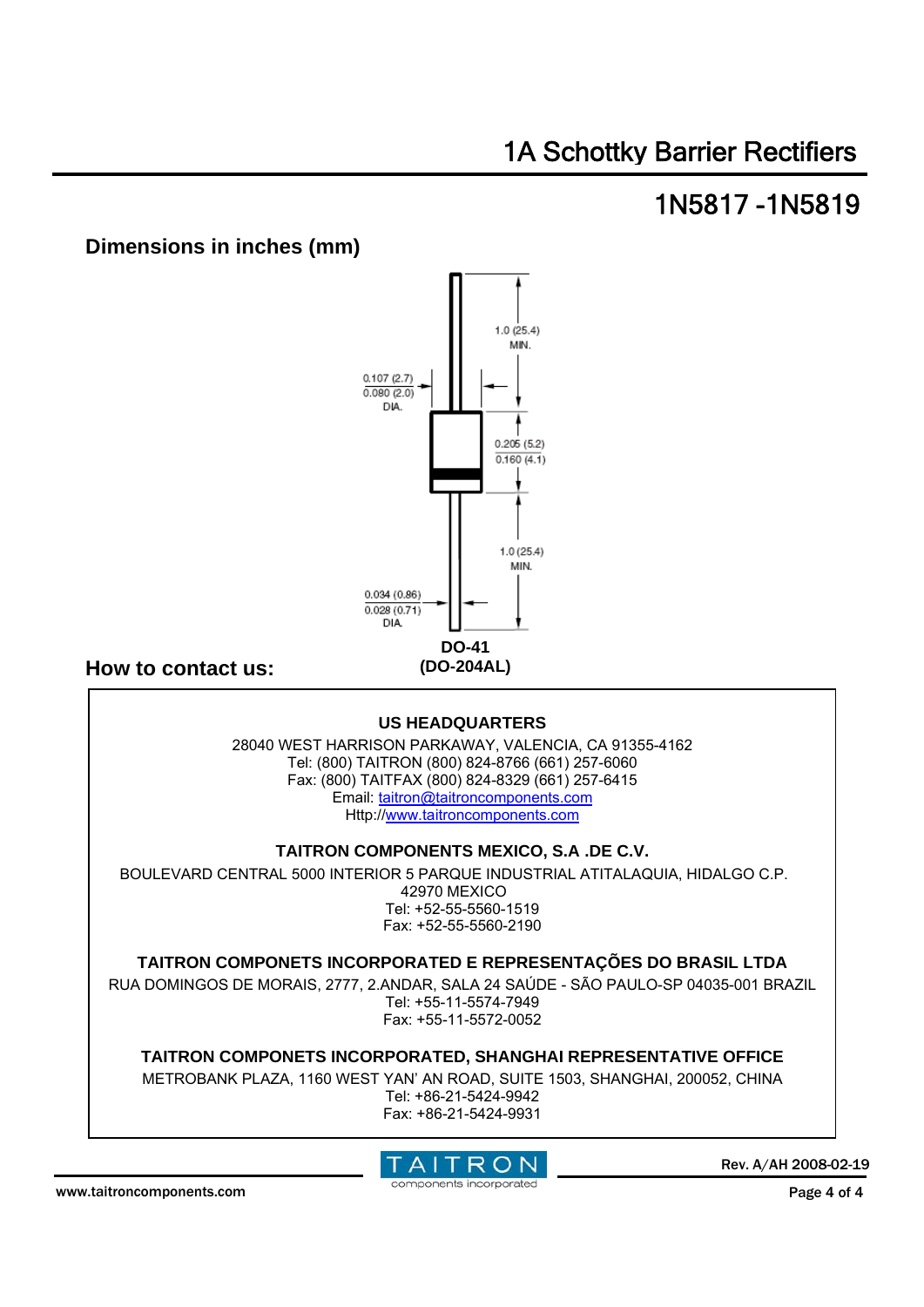# 1A Schottky Barrier Rectifiers

# 1N5817 -1N5819

## Dimensions in inches (mm)

1.0 (25.4)
MIN.

0.107 (2.7)
0.080 (2.0)
DIA.

0.205 (5.2)
0.160 (4.1)

1.0 (25.4)
MIN.

0.034 (0.86)
0.028 (0.71)
DIA.

**DO-41**
**(DO-204AL)**

## How to contact us:

**US HEADQUARTERS**
28040 WEST HARRISON PARKAWAY, VALENCIA, CA 91355-4162
Tel: (800) TAITRON (800) 824-8766 (661) 257-6060
Fax: (800) TAITFAX (800) 824-8329 (661) 257-6415
Email: taitron@taitroncomponents.com
Http://www.taitroncomponents.com

**TAITRON COMPONENTS MEXICO, S.A .DE C.V.**
BOULEVARD CENTRAL 5000 INTERIOR 5 PARQUE INDUSTRIAL ATITALAQUIA, HIDALGO C.P. 42970 MEXICO
Tel: +52-55-5560-1519
Fax: +52-55-5560-2190

**TAITRON COMPONETS INCORPORATED E REPRESENTAÇÕES DO BRASIL LTDA**
RUA DOMINGOS DE MORAIS, 2777, 2.ANDAR, SALA 24 SAÚDE - SÃO PAULO-SP 04035-001 BRAZIL
Tel: +55-11-5574-7949
Fax: +55-11-5572-0052

**TAITRON COMPONETS INCORPORATED, SHANGHAI REPRESENTATIVE OFFICE**
METROBANK PLAZA, 1160 WEST YAN' AN ROAD, SUITE 1503, SHANGHAI, 200052, CHINA
Tel: +86-21-5424-9942
Fax: +86-21-5424-9931

TAITRON
components incorporated

Rev. A/AH 2008-02-19